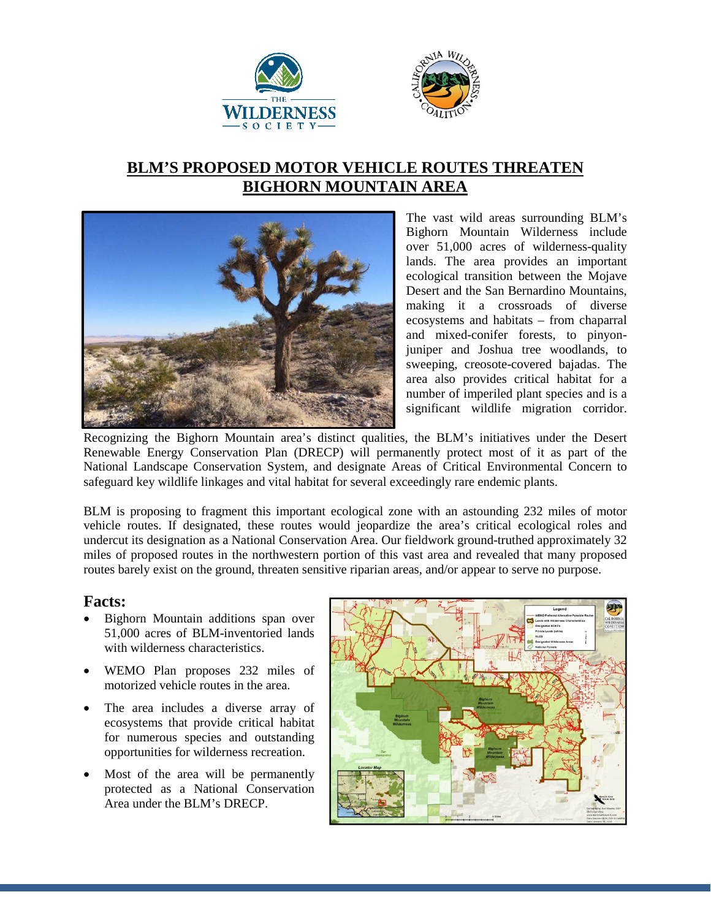# BLM'S PROPOSED MOTOR VEHICLE ROUTES THREATEN BIGHORN MOUNTAIN AREA

The vast wild areas surrounding BLM's Bighorn Mountain Wilderness include over 51,000 acres of wilderness-quality lands. The area provides an important ecological transition between the Mojave Desert and the San Bernardino Mountains, making it a crossroads of diverse ecosystems and habitats – from chaparral and mixed-conifer forests, to pinyon-juniper and Joshua tree woodlands, to sweeping, creosote-covered bajadas. The area also provides critical habitat for a number of imperiled plant species and is a significant wildlife migration corridor. Recognizing the Bighorn Mountain area's distinct qualities, the BLM's initiatives under the Desert Renewable Energy Conservation Plan (DRECP) will permanently protect most of it as part of the National Landscape Conservation System, and designate Areas of Critical Environmental Concern to safeguard key wildlife linkages and vital habitat for several exceedingly rare endemic plants.

BLM is proposing to fragment this important ecological zone with an astounding 232 miles of motor vehicle routes. If designated, these routes would jeopardize the area's critical ecological roles and undercut its designation as a National Conservation Area. Our fieldwork ground-truthed approximately 32 miles of proposed routes in the northwestern portion of this vast area and revealed that many proposed routes barely exist on the ground, threaten sensitive riparian areas, and/or appear to serve no purpose.

## Facts:

- Bighorn Mountain additions span over 51,000 acres of BLM-inventoried lands with wilderness characteristics.
- WEMO Plan proposes 232 miles of motorized vehicle routes in the area.
- The area includes a diverse array of ecosystems that provide critical habitat for numerous species and outstanding opportunities for wilderness recreation.
- Most of the area will be permanently protected as a National Conservation Area under the BLM's DRECP.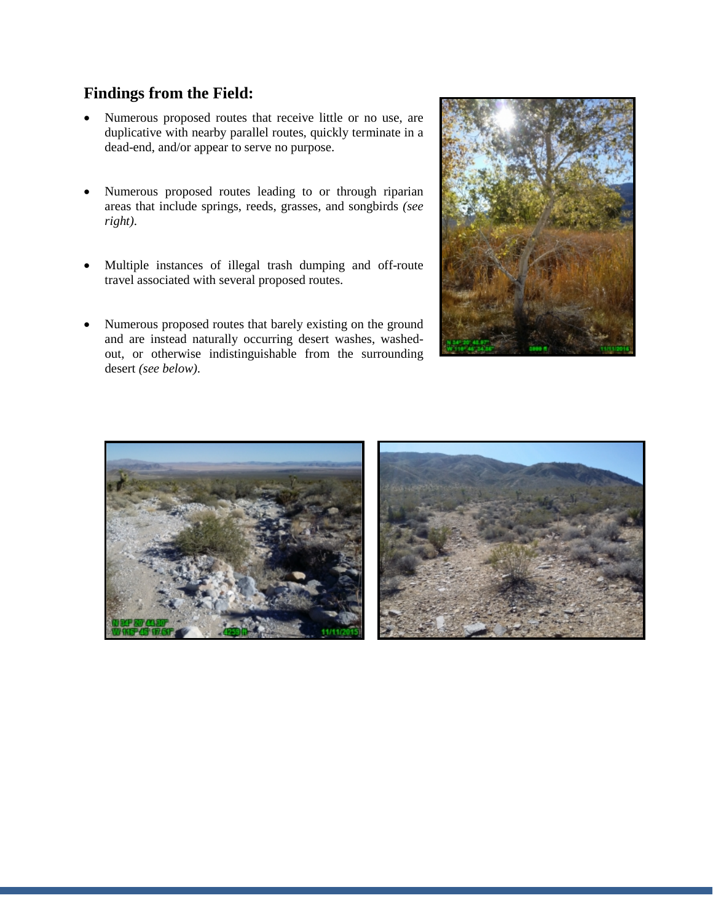## Findings from the Field:

- Numerous proposed routes that receive little or no use, are duplicative with nearby parallel routes, quickly terminate in a dead-end, and/or appear to serve no purpose.

- Numerous proposed routes leading to or through riparian areas that include springs, reeds, grasses, and songbirds *(see right)*.

- Multiple instances of illegal trash dumping and off-route travel associated with several proposed routes.

- Numerous proposed routes that barely existing on the ground and are instead naturally occurring desert washes, washed-out, or otherwise indistinguishable from the surrounding desert *(see below)*.